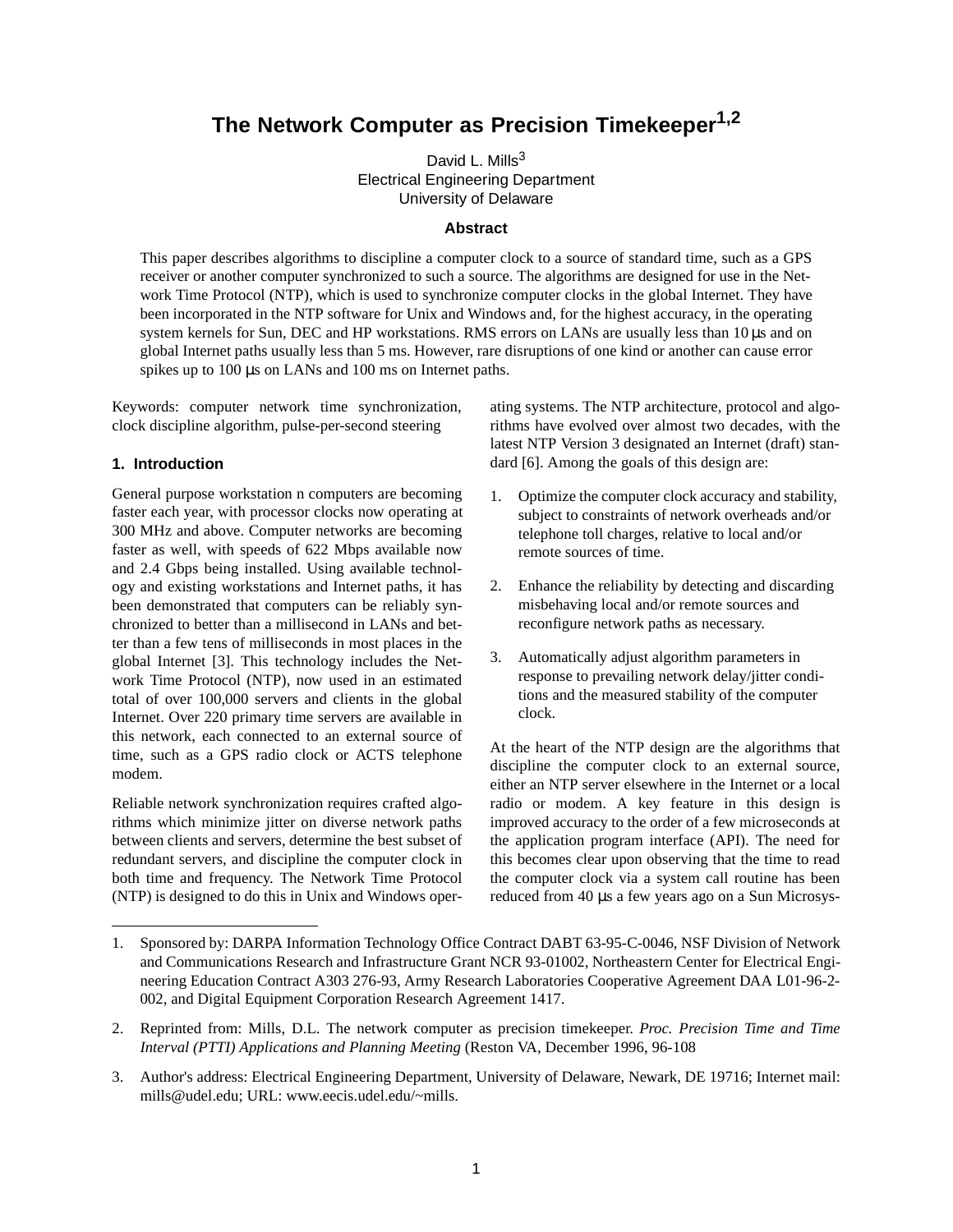# The Network Computer as Precision Timekeeper[1,2]

David L. Mills[3]
Electrical Engineering Department
University of Delaware

### Abstract

This paper describes algorithms to discipline a computer clock to a source of standard time, such as a GPS receiver or another computer synchronized to such a source. The algorithms are designed for use in the Network Time Protocol (NTP), which is used to synchronize computer clocks in the global Internet. They have been incorporated in the NTP software for Unix and Windows and, for the highest accuracy, in the operating system kernels for Sun, DEC and HP workstations. RMS errors on LANs are usually less than 10 μs and on global Internet paths usually less than 5 ms. However, rare disruptions of one kind or another can cause error spikes up to 100 μs on LANs and 100 ms on Internet paths.

Keywords: computer network time synchronization, clock discipline algorithm, pulse-per-second steering

## 1. Introduction

General purpose workstation n computers are becoming faster each year, with processor clocks now operating at 300 MHz and above. Computer networks are becoming faster as well, with speeds of 622 Mbps available now and 2.4 Gbps being installed. Using available technology and existing workstations and Internet paths, it has been demonstrated that computers can be reliably synchronized to better than a millisecond in LANs and better than a few tens of milliseconds in most places in the global Internet [3]. This technology includes the Network Time Protocol (NTP), now used in an estimated total of over 100,000 servers and clients in the global Internet. Over 220 primary time servers are available in this network, each connected to an external source of time, such as a GPS radio clock or ACTS telephone modem.

Reliable network synchronization requires crafted algorithms which minimize jitter on diverse network paths between clients and servers, determine the best subset of redundant servers, and discipline the computer clock in both time and frequency. The Network Time Protocol (NTP) is designed to do this in Unix and Windows operating systems. The NTP architecture, protocol and algorithms have evolved over almost two decades, with the latest NTP Version 3 designated an Internet (draft) standard [6]. Among the goals of this design are:

1. Optimize the computer clock accuracy and stability, subject to constraints of network overheads and/or telephone toll charges, relative to local and/or remote sources of time.
2. Enhance the reliability by detecting and discarding misbehaving local and/or remote sources and reconfigure network paths as necessary.
3. Automatically adjust algorithm parameters in response to prevailing network delay/jitter conditions and the measured stability of the computer clock.

At the heart of the NTP design are the algorithms that discipline the computer clock to an external source, either an NTP server elsewhere in the Internet or a local radio or modem. A key feature in this design is improved accuracy to the order of a few microseconds at the application program interface (API). The need for this becomes clear upon observing that the time to read the computer clock via a system call routine has been reduced from 40 μs a few years ago on a Sun Microsys-

---

1. Sponsored by: DARPA Information Technology Office Contract DABT 63-95-C-0046, NSF Division of Network and Communications Research and Infrastructure Grant NCR 93-01002, Northeastern Center for Electrical Engineering Education Contract A303 276-93, Army Research Laboratories Cooperative Agreement DAA L01-96-2-002, and Digital Equipment Corporation Research Agreement 1417.

2. Reprinted from: Mills, D.L. The network computer as precision timekeeper. *Proc. Precision Time and Time Interval (PTTI) Applications and Planning Meeting* (Reston VA, December 1996, 96-108

3. Author's address: Electrical Engineering Department, University of Delaware, Newark, DE 19716; Internet mail: mills@udel.edu; URL: www.eecis.udel.edu/~mills.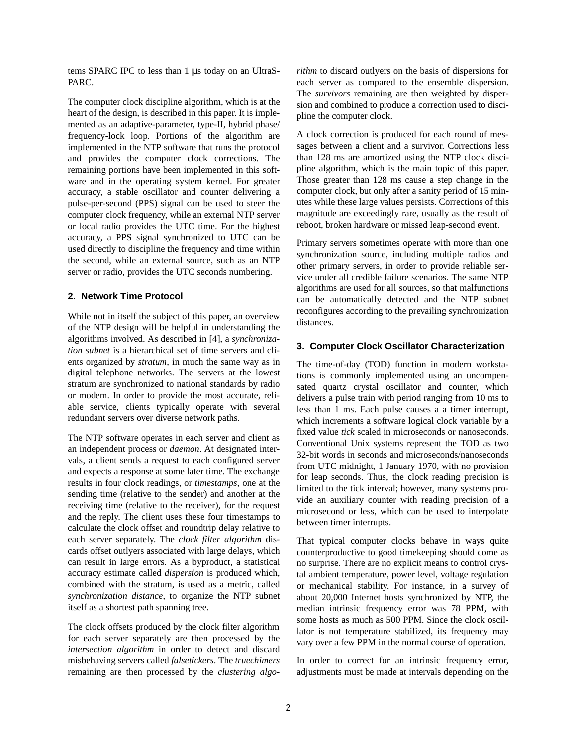tems SPARC IPC to less than 1 μs today on an UltraSPARC.

The computer clock discipline algorithm, which is at the heart of the design, is described in this paper. It is implemented as an adaptive-parameter, type-II, hybrid phase/frequency-lock loop. Portions of the algorithm are implemented in the NTP software that runs the protocol and provides the computer clock corrections. The remaining portions have been implemented in this software and in the operating system kernel. For greater accuracy, a stable oscillator and counter delivering a pulse-per-second (PPS) signal can be used to steer the computer clock frequency, while an external NTP server or local radio provides the UTC time. For the highest accuracy, a PPS signal synchronized to UTC can be used directly to discipline the frequency and time within the second, while an external source, such as an NTP server or radio, provides the UTC seconds numbering.

## 2. Network Time Protocol

While not in itself the subject of this paper, an overview of the NTP design will be helpful in understanding the algorithms involved. As described in [4], a *synchronization subnet* is a hierarchical set of time servers and clients organized by *stratum*, in much the same way as in digital telephone networks. The servers at the lowest stratum are synchronized to national standards by radio or modem. In order to provide the most accurate, reliable service, clients typically operate with several redundant servers over diverse network paths.

The NTP software operates in each server and client as an independent process or *daemon*. At designated intervals, a client sends a request to each configured server and expects a response at some later time. The exchange results in four clock readings, or *timestamps*, one at the sending time (relative to the sender) and another at the receiving time (relative to the receiver), for the request and the reply. The client uses these four timestamps to calculate the clock offset and roundtrip delay relative to each server separately. The *clock filter algorithm* discards offset outlyers associated with large delays, which can result in large errors. As a byproduct, a statistical accuracy estimate called *dispersion* is produced which, combined with the stratum, is used as a metric, called *synchronization distance*, to organize the NTP subnet itself as a shortest path spanning tree.

The clock offsets produced by the clock filter algorithm for each server separately are then processed by the *intersection algorithm* in order to detect and discard misbehaving servers called *falsetickers*. The *truechimers* remaining are then processed by the *clustering algorithm* to discard outlyers on the basis of dispersions for each server as compared to the ensemble dispersion. The *survivors* remaining are then weighted by dispersion and combined to produce a correction used to discipline the computer clock.

A clock correction is produced for each round of messages between a client and a survivor. Corrections less than 128 ms are amortized using the NTP clock discipline algorithm, which is the main topic of this paper. Those greater than 128 ms cause a step change in the computer clock, but only after a sanity period of 15 minutes while these large values persists. Corrections of this magnitude are exceedingly rare, usually as the result of reboot, broken hardware or missed leap-second event.

Primary servers sometimes operate with more than one synchronization source, including multiple radios and other primary servers, in order to provide reliable service under all credible failure scenarios. The same NTP algorithms are used for all sources, so that malfunctions can be automatically detected and the NTP subnet reconfigures according to the prevailing synchronization distances.

## 3. Computer Clock Oscillator Characterization

The time-of-day (TOD) function in modern workstations is commonly implemented using an uncompensated quartz crystal oscillator and counter, which delivers a pulse train with period ranging from 10 ms to less than 1 ms. Each pulse causes a a timer interrupt, which increments a software logical clock variable by a fixed value *tick* scaled in microseconds or nanoseconds. Conventional Unix systems represent the TOD as two 32-bit words in seconds and microseconds/nanoseconds from UTC midnight, 1 January 1970, with no provision for leap seconds. Thus, the clock reading precision is limited to the tick interval; however, many systems provide an auxiliary counter with reading precision of a microsecond or less, which can be used to interpolate between timer interrupts.

That typical computer clocks behave in ways quite counterproductive to good timekeeping should come as no surprise. There are no explicit means to control crystal ambient temperature, power level, voltage regulation or mechanical stability. For instance, in a survey of about 20,000 Internet hosts synchronized by NTP, the median intrinsic frequency error was 78 PPM, with some hosts as much as 500 PPM. Since the clock oscillator is not temperature stabilized, its frequency may vary over a few PPM in the normal course of operation.

In order to correct for an intrinsic frequency error, adjustments must be made at intervals depending on the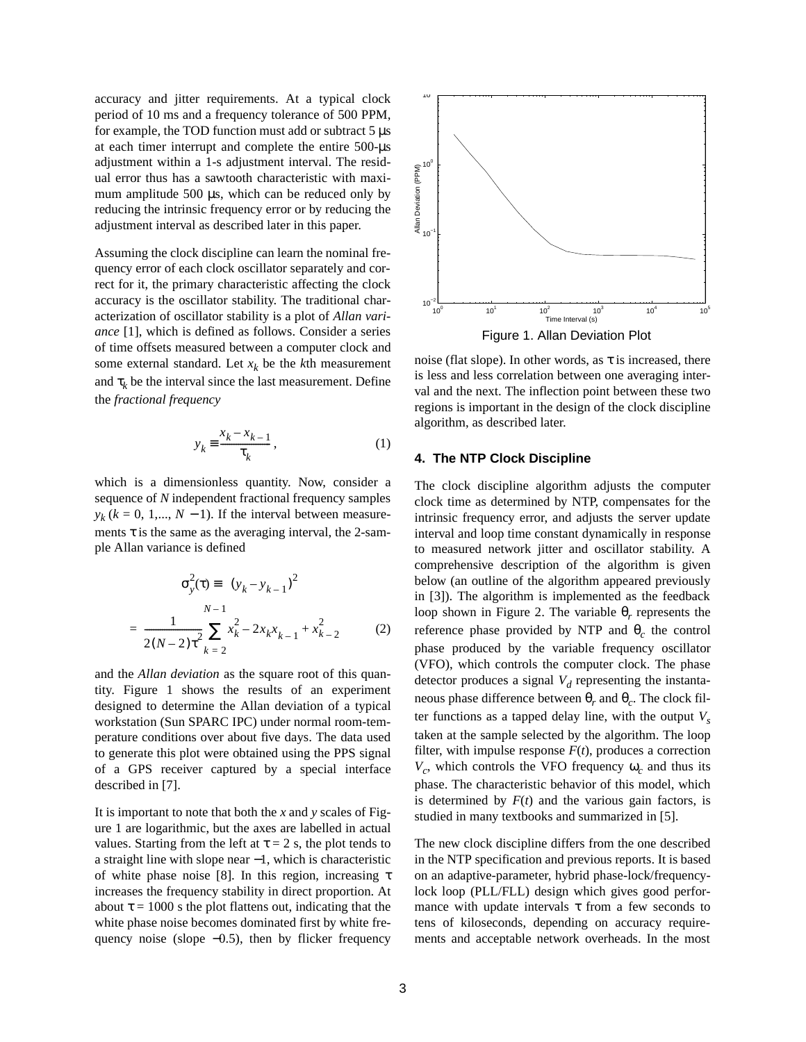accuracy and jitter requirements. At a typical clock period of 10 ms and a frequency tolerance of 500 PPM, for example, the TOD function must add or subtract 5 μs at each timer interrupt and complete the entire 500-μs adjustment within a 1-s adjustment interval. The residual error thus has a sawtooth characteristic with maximum amplitude 500 μs, which can be reduced only by reducing the intrinsic frequency error or by reducing the adjustment interval as described later in this paper.

Assuming the clock discipline can learn the nominal frequency error of each clock oscillator separately and correct for it, the primary characteristic affecting the clock accuracy is the oscillator stability. The traditional characterization of oscillator stability is a plot of *Allan variance* [1], which is defined as follows. Consider a series of time offsets measured between a computer clock and some external standard. Let $x_k$ be the $k$th measurement and $\tau_k$ be the interval since the last measurement. Define the *fractional frequency*

$$y_k \equiv \frac{x_k - x_{k-1}}{\tau_k}, \tag{1}$$

which is a dimensionless quantity. Now, consider a sequence of $N$ independent fractional frequency samples $y_k$ ($k = 0, 1,..., N - 1$). If the interval between measurements $\tau$ is the same as the averaging interval, the 2-sample Allan variance is defined

$$\sigma_y^2(\tau) \equiv \langle (y_k - y_{k-1})^2 \rangle$$

$$= \frac{1}{2(N-2)\tau^2} \sum_{k=2}^{N-1} x_k^2 - 2x_k x_{k-1} + x_{k-2}^2 \tag{2}$$

and the *Allan deviation* as the square root of this quantity. Figure 1 shows the results of an experiment designed to determine the Allan deviation of a typical workstation (Sun SPARC IPC) under normal room-temperature conditions over about five days. The data used to generate this plot were obtained using the PPS signal of a GPS receiver captured by a special interface described in [7].

It is important to note that both the $x$ and $y$ scales of Figure 1 are logarithmic, but the axes are labelled in actual values. Starting from the left at $\tau = 2$ s, the plot tends to a straight line with slope near $-1$, which is characteristic of white phase noise [8]. In this region, increasing $\tau$ increases the frequency stability in direct proportion. At about $\tau = 1000$ s the plot flattens out, indicating that the white phase noise becomes dominated first by white frequency noise (slope $-0.5$), then by flicker frequency noise (flat slope). In other words, as $\tau$ is increased, there is less and less correlation between one averaging interval and the next. The inflection point between these two regions is important in the design of the clock discipline algorithm, as described later.

Figure 1. Allan Deviation Plot

## 4. The NTP Clock Discipline

The clock discipline algorithm adjusts the computer clock time as determined by NTP, compensates for the intrinsic frequency error, and adjusts the server update interval and loop time constant dynamically in response to measured network jitter and oscillator stability. A comprehensive description of the algorithm is given below (an outline of the algorithm appeared previously in [3]). The algorithm is implemented as the feedback loop shown in Figure 2. The variable $\theta_r$ represents the reference phase provided by NTP and $\theta_c$ the control phase produced by the variable frequency oscillator (VFO), which controls the computer clock. The phase detector produces a signal $V_d$ representing the instantaneous phase difference between $\theta_r$ and $\theta_c$. The clock filter functions as a tapped delay line, with the output $V_s$ taken at the sample selected by the algorithm. The loop filter, with impulse response $F(t)$, produces a correction $V_c$, which controls the VFO frequency $\omega_c$ and thus its phase. The characteristic behavior of this model, which is determined by $F(t)$ and the various gain factors, is studied in many textbooks and summarized in [5].

The new clock discipline differs from the one described in the NTP specification and previous reports. It is based on an adaptive-parameter, hybrid phase-lock/frequency-lock loop (PLL/FLL) design which gives good performance with update intervals $\tau$ from a few seconds to tens of kiloseconds, depending on accuracy requirements and acceptable network overheads. In the most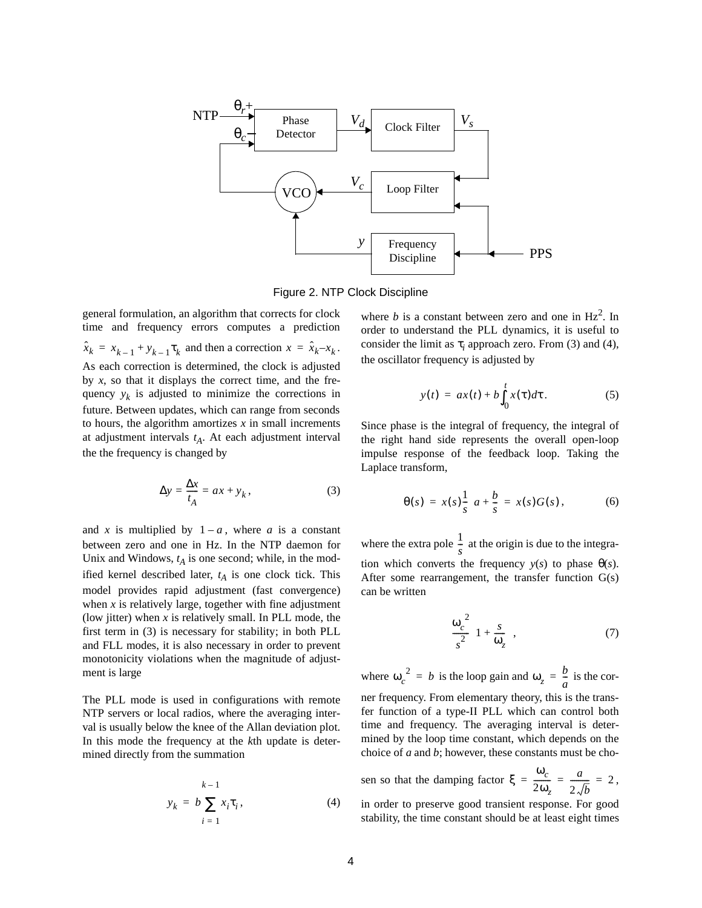Figure 2. NTP Clock Discipline

general formulation, an algorithm that corrects for clock time and frequency errors computes a prediction $\hat{x}_k = x_{k-1} + y_{k-1}\tau_k$ and then a correction $x = \hat{x}_k - x_k$. As each correction is determined, the clock is adjusted by $x$, so that it displays the correct time, and the frequency $y_k$ is adjusted to minimize the corrections in future. Between updates, which can range from seconds to hours, the algorithm amortizes $x$ in small increments at adjustment intervals $t_A$. At each adjustment interval the the frequency is changed by

$$\Delta y = \frac{\Delta x}{t_A} = ax + y_k \,, \tag{3}$$

and $x$ is multiplied by $1 - a$, where $a$ is a constant between zero and one in Hz. In the NTP daemon for Unix and Windows, $t_A$ is one second; while, in the modified kernel described later, $t_A$ is one clock tick. This model provides rapid adjustment (fast convergence) when $x$ is relatively large, together with fine adjustment (low jitter) when $x$ is relatively small. In PLL mode, the first term in (3) is necessary for stability; in both PLL and FLL modes, it is also necessary in order to prevent monotonicity violations when the magnitude of adjustment is large

The PLL mode is used in configurations with remote NTP servers or local radios, where the averaging interval is usually below the knee of the Allan deviation plot. In this mode the frequency at the $k$th update is determined directly from the summation

$$y_k = b \sum_{i=1}^{k-1} x_i \tau_i \,, \tag{4}$$

where $b$ is a constant between zero and one in Hz$^2$. In order to understand the PLL dynamics, it is useful to consider the limit as $\tau_i$ approach zero. From (3) and (4), the oscillator frequency is adjusted by

$$y(t) = ax(t) + b\int_0^t x(\tau)d\tau \,. \tag{5}$$

Since phase is the integral of frequency, the integral of the right hand side represents the overall open-loop impulse response of the feedback loop. Taking the Laplace transform,

$$\theta(s) = x(s)\frac{1}{s}\left(a + \frac{b}{s}\right) = x(s)G(s) \,, \tag{6}$$

where the extra pole $\frac{1}{s}$ at the origin is due to the integration which converts the frequency $y(s)$ to phase $\theta(s)$. After some rearrangement, the transfer function G(s) can be written

$$\frac{\omega_c^2}{s^2}\left(1 + \frac{s}{\omega_z}\right) \,, \tag{7}$$

where $\omega_c^2 = b$ is the loop gain and $\omega_z = \frac{b}{a}$ is the corner frequency. From elementary theory, this is the transfer function of a type-II PLL which can control both time and frequency. The averaging interval is determined by the loop time constant, which depends on the choice of $a$ and $b$; however, these constants must be chosen so that the damping factor $\xi = \frac{\omega_c}{2\omega_z} = \frac{a}{2\sqrt{b}} = 2$, in order to preserve good transient response. For good stability, the time constant should be at least eight times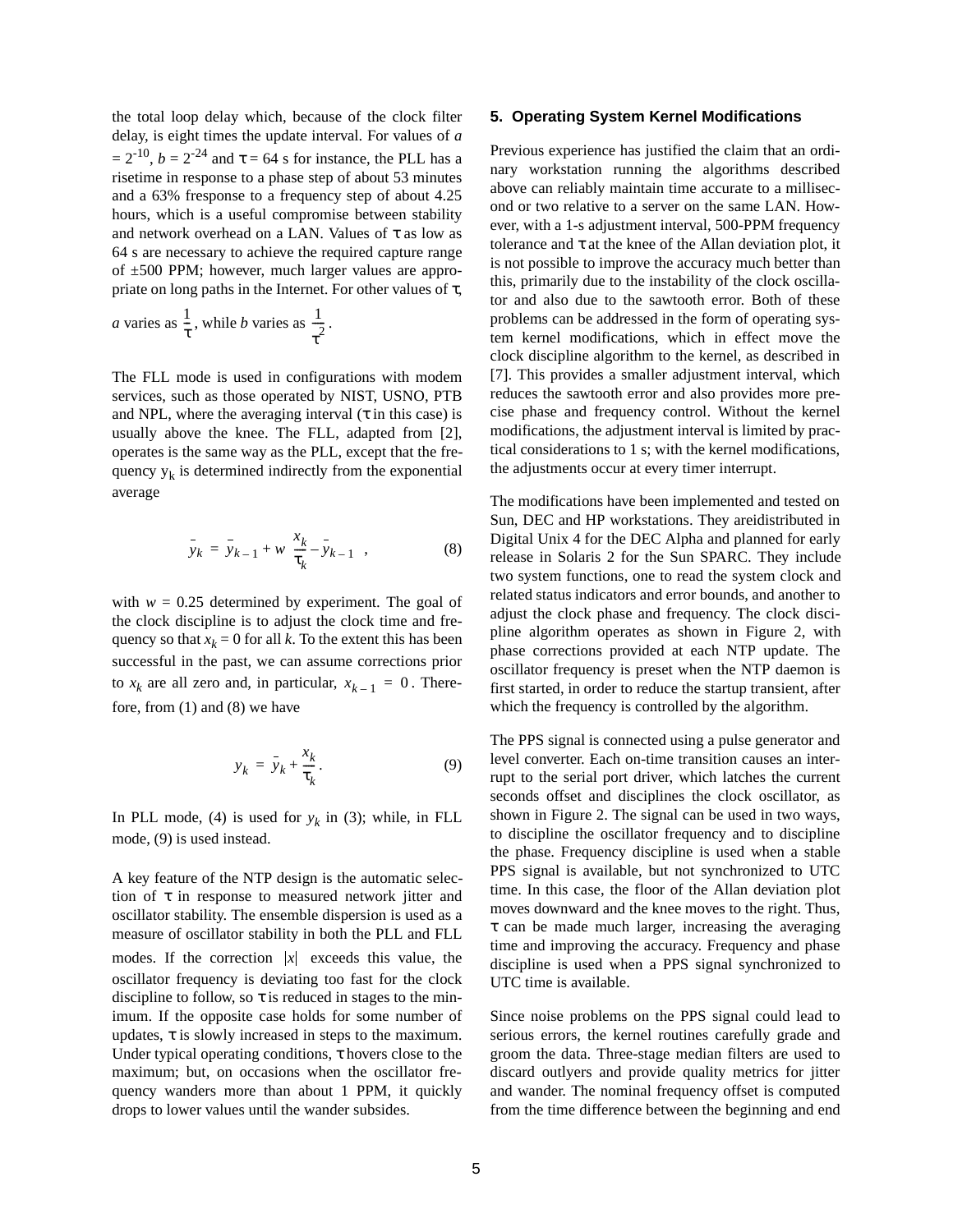the total loop delay which, because of the clock filter delay, is eight times the update interval. For values of $a = 2^{-10}$, $b = 2^{-24}$ and $\tau = 64$ s for instance, the PLL has a risetime in response to a phase step of about 53 minutes and a 63% fresponse to a frequency step of about 4.25 hours, which is a useful compromise between stability and network overhead on a LAN. Values of $\tau$ as low as 64 s are necessary to achieve the required capture range of ±500 PPM; however, much larger values are appropriate on long paths in the Internet. For other values of $\tau$, $a$ varies as $\frac{1}{\tau}$, while $b$ varies as $\frac{1}{\tau^2}$.

The FLL mode is used in configurations with modem services, such as those operated by NIST, USNO, PTB and NPL, where the averaging interval ($\tau$ in this case) is usually above the knee. The FLL, adapted from [2], operates is the same way as the PLL, except that the frequency $y_k$ is determined indirectly from the exponential average

$$\bar{y}_k = \bar{y}_{k-1} + w\left(\frac{x_k}{\tau_k} - \bar{y}_{k-1}\right), \tag{8}$$

with $w = 0.25$ determined by experiment. The goal of the clock discipline is to adjust the clock time and frequency so that $x_k = 0$ for all $k$. To the extent this has been successful in the past, we can assume corrections prior to $x_k$ are all zero and, in particular, $x_{k-1} = 0$. Therefore, from (1) and (8) we have

$$y_k = \bar{y}_k + \frac{x_k}{\tau_k}. \tag{9}$$

In PLL mode, (4) is used for $y_k$ in (3); while, in FLL mode, (9) is used instead.

A key feature of the NTP design is the automatic selection of $\tau$ in response to measured network jitter and oscillator stability. The ensemble dispersion is used as a measure of oscillator stability in both the PLL and FLL modes. If the correction $|x|$ exceeds this value, the oscillator frequency is deviating too fast for the clock discipline to follow, so $\tau$ is reduced in stages to the minimum. If the opposite case holds for some number of updates, $\tau$ is slowly increased in steps to the maximum. Under typical operating conditions, $\tau$ hovers close to the maximum; but, on occasions when the oscillator frequency wanders more than about 1 PPM, it quickly drops to lower values until the wander subsides.

## 5. Operating System Kernel Modifications

Previous experience has justified the claim that an ordinary workstation running the algorithms described above can reliably maintain time accurate to a millisecond or two relative to a server on the same LAN. However, with a 1-s adjustment interval, 500-PPM frequency tolerance and $\tau$ at the knee of the Allan deviation plot, it is not possible to improve the accuracy much better than this, primarily due to the instability of the clock oscillator and also due to the sawtooth error. Both of these problems can be addressed in the form of operating system kernel modifications, which in effect move the clock discipline algorithm to the kernel, as described in [7]. This provides a smaller adjustment interval, which reduces the sawtooth error and also provides more precise phase and frequency control. Without the kernel modifications, the adjustment interval is limited by practical considerations to 1 s; with the kernel modifications, the adjustments occur at every timer interrupt.

The modifications have been implemented and tested on Sun, DEC and HP workstations. They areidistributed in Digital Unix 4 for the DEC Alpha and planned for early release in Solaris 2 for the Sun SPARC. They include two system functions, one to read the system clock and related status indicators and error bounds, and another to adjust the clock phase and frequency. The clock discipline algorithm operates as shown in Figure 2, with phase corrections provided at each NTP update. The oscillator frequency is preset when the NTP daemon is first started, in order to reduce the startup transient, after which the frequency is controlled by the algorithm.

The PPS signal is connected using a pulse generator and level converter. Each on-time transition causes an interrupt to the serial port driver, which latches the current seconds offset and disciplines the clock oscillator, as shown in Figure 2. The signal can be used in two ways, to discipline the oscillator frequency and to discipline the phase. Frequency discipline is used when a stable PPS signal is available, but not synchronized to UTC time. In this case, the floor of the Allan deviation plot moves downward and the knee moves to the right. Thus, $\tau$ can be made much larger, increasing the averaging time and improving the accuracy. Frequency and phase discipline is used when a PPS signal synchronized to UTC time is available.

Since noise problems on the PPS signal could lead to serious errors, the kernel routines carefully grade and groom the data. Three-stage median filters are used to discard outlyers and provide quality metrics for jitter and wander. The nominal frequency offset is computed from the time difference between the beginning and end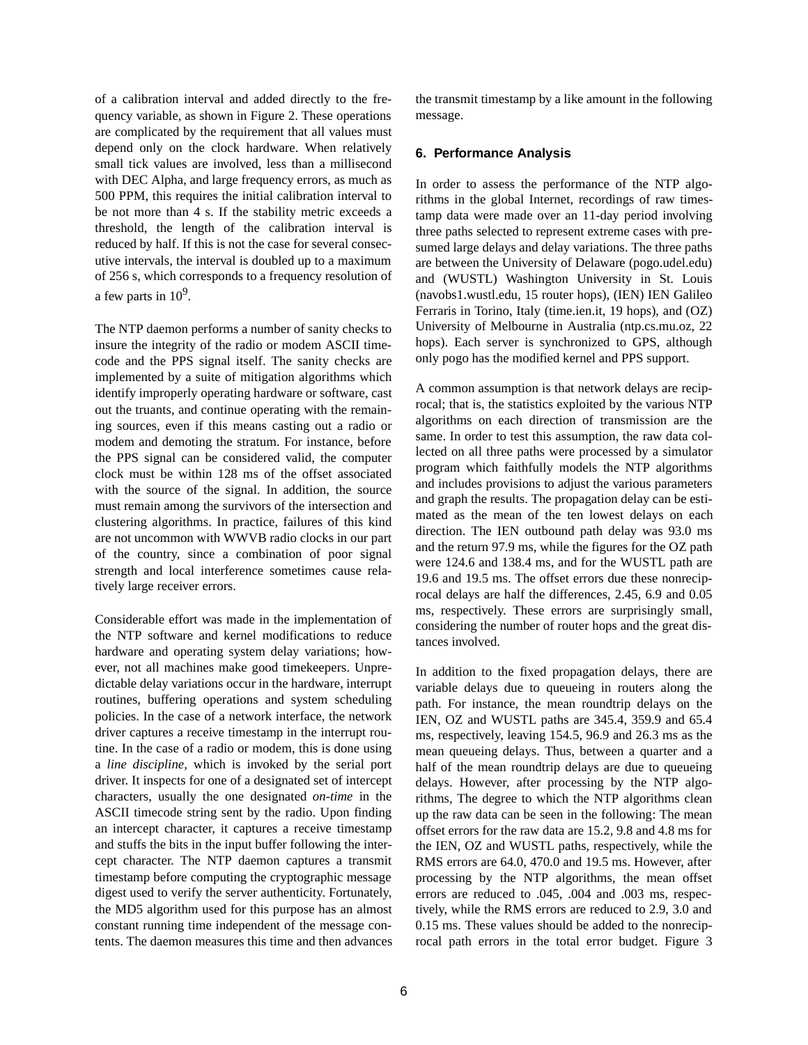of a calibration interval and added directly to the frequency variable, as shown in Figure 2. These operations are complicated by the requirement that all values must depend only on the clock hardware. When relatively small tick values are involved, less than a millisecond with DEC Alpha, and large frequency errors, as much as 500 PPM, this requires the initial calibration interval to be not more than 4 s. If the stability metric exceeds a threshold, the length of the calibration interval is reduced by half. If this is not the case for several consecutive intervals, the interval is doubled up to a maximum of 256 s, which corresponds to a frequency resolution of a few parts in $10^9$.

The NTP daemon performs a number of sanity checks to insure the integrity of the radio or modem ASCII timecode and the PPS signal itself. The sanity checks are implemented by a suite of mitigation algorithms which identify improperly operating hardware or software, cast out the truants, and continue operating with the remaining sources, even if this means casting out a radio or modem and demoting the stratum. For instance, before the PPS signal can be considered valid, the computer clock must be within 128 ms of the offset associated with the source of the signal. In addition, the source must remain among the survivors of the intersection and clustering algorithms. In practice, failures of this kind are not uncommon with WWVB radio clocks in our part of the country, since a combination of poor signal strength and local interference sometimes cause relatively large receiver errors.

Considerable effort was made in the implementation of the NTP software and kernel modifications to reduce hardware and operating system delay variations; however, not all machines make good timekeepers. Unpredictable delay variations occur in the hardware, interrupt routines, buffering operations and system scheduling policies. In the case of a network interface, the network driver captures a receive timestamp in the interrupt routine. In the case of a radio or modem, this is done using a *line discipline*, which is invoked by the serial port driver. It inspects for one of a designated set of intercept characters, usually the one designated *on-time* in the ASCII timecode string sent by the radio. Upon finding an intercept character, it captures a receive timestamp and stuffs the bits in the input buffer following the intercept character. The NTP daemon captures a transmit timestamp before computing the cryptographic message digest used to verify the server authenticity. Fortunately, the MD5 algorithm used for this purpose has an almost constant running time independent of the message contents. The daemon measures this time and then advances the transmit timestamp by a like amount in the following message.

## 6. Performance Analysis

In order to assess the performance of the NTP algorithms in the global Internet, recordings of raw timestamp data were made over an 11-day period involving three paths selected to represent extreme cases with presumed large delays and delay variations. The three paths are between the University of Delaware (pogo.udel.edu) and (WUSTL) Washington University in St. Louis (navobs1.wustl.edu, 15 router hops), (IEN) IEN Galileo Ferraris in Torino, Italy (time.ien.it, 19 hops), and (OZ) University of Melbourne in Australia (ntp.cs.mu.oz, 22 hops). Each server is synchronized to GPS, although only pogo has the modified kernel and PPS support.

A common assumption is that network delays are reciprocal; that is, the statistics exploited by the various NTP algorithms on each direction of transmission are the same. In order to test this assumption, the raw data collected on all three paths were processed by a simulator program which faithfully models the NTP algorithms and includes provisions to adjust the various parameters and graph the results. The propagation delay can be estimated as the mean of the ten lowest delays on each direction. The IEN outbound path delay was 93.0 ms and the return 97.9 ms, while the figures for the OZ path were 124.6 and 138.4 ms, and for the WUSTL path are 19.6 and 19.5 ms. The offset errors due these nonreciprocal delays are half the differences, 2.45, 6.9 and 0.05 ms, respectively. These errors are surprisingly small, considering the number of router hops and the great distances involved.

In addition to the fixed propagation delays, there are variable delays due to queueing in routers along the path. For instance, the mean roundtrip delays on the IEN, OZ and WUSTL paths are 345.4, 359.9 and 65.4 ms, respectively, leaving 154.5, 96.9 and 26.3 ms as the mean queueing delays. Thus, between a quarter and a half of the mean roundtrip delays are due to queueing delays. However, after processing by the NTP algorithms, The degree to which the NTP algorithms clean up the raw data can be seen in the following: The mean offset errors for the raw data are 15.2, 9.8 and 4.8 ms for the IEN, OZ and WUSTL paths, respectively, while the RMS errors are 64.0, 470.0 and 19.5 ms. However, after processing by the NTP algorithms, the mean offset errors are reduced to .045, .004 and .003 ms, respectively, while the RMS errors are reduced to 2.9, 3.0 and 0.15 ms. These values should be added to the nonreciprocal path errors in the total error budget. Figure 3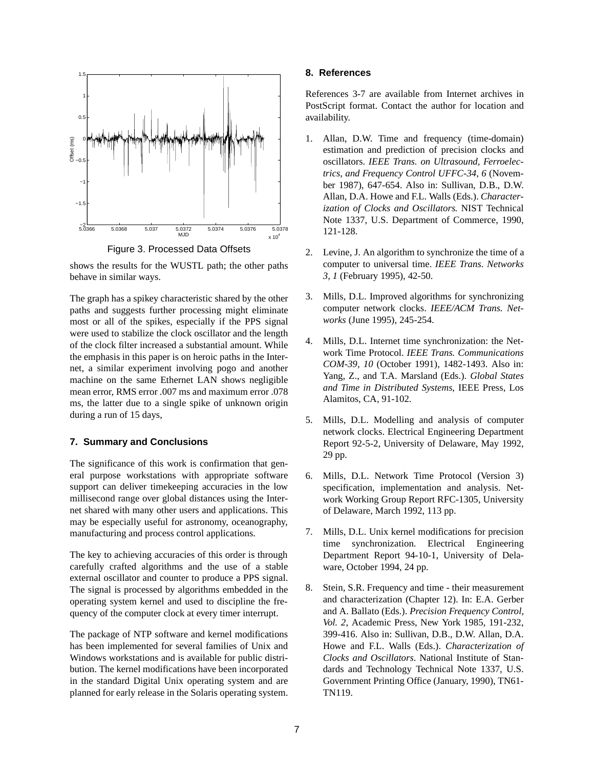1.5
1
0.5
0
−0.5
−1
−1.5
−2
Offset (ms)
5.0366
5.0368
5.037
5.0372
5.0374
5.0376
5.0378
MJD
x 10^4

Figure 3. Processed Data Offsets

shows the results for the WUSTL path; the other paths behave in similar ways.

The graph has a spikey characteristic shared by the other paths and suggests further processing might eliminate most or all of the spikes, especially if the PPS signal were used to stabilize the clock oscillator and the length of the clock filter increased a substantial amount. While the emphasis in this paper is on heroic paths in the Internet, a similar experiment involving pogo and another machine on the same Ethernet LAN shows negligible mean error, RMS error .007 ms and maximum error .078 ms, the latter due to a single spike of unknown origin during a run of 15 days,

## 7. Summary and Conclusions

The significance of this work is confirmation that general purpose workstations with appropriate software support can deliver timekeeping accuracies in the low millisecond range over global distances using the Internet shared with many other users and applications. This may be especially useful for astronomy, oceanography, manufacturing and process control applications.

The key to achieving accuracies of this order is through carefully crafted algorithms and the use of a stable external oscillator and counter to produce a PPS signal. The signal is processed by algorithms embedded in the operating system kernel and used to discipline the frequency of the computer clock at every timer interrupt.

The package of NTP software and kernel modifications has been implemented for several families of Unix and Windows workstations and is available for public distribution. The kernel modifications have been incorporated in the standard Digital Unix operating system and are planned for early release in the Solaris operating system.

## 8. References

References 3-7 are available from Internet archives in PostScript format. Contact the author for location and availability.

1. Allan, D.W. Time and frequency (time-domain) estimation and prediction of precision clocks and oscillators. *IEEE Trans. on Ultrasound, Ferroelectrics, and Frequency Control UFFC-34, 6* (November 1987), 647-654. Also in: Sullivan, D.B., D.W. Allan, D.A. Howe and F.L. Walls (Eds.). *Characterization of Clocks and Oscillators.* NIST Technical Note 1337, U.S. Department of Commerce, 1990, 121-128.

2. Levine, J. An algorithm to synchronize the time of a computer to universal time. *IEEE Trans. Networks 3, 1* (February 1995), 42-50.

3. Mills, D.L. Improved algorithms for synchronizing computer network clocks. *IEEE/ACM Trans. Networks* (June 1995), 245-254.

4. Mills, D.L. Internet time synchronization: the Network Time Protocol. *IEEE Trans. Communications COM-39, 10* (October 1991), 1482-1493. Also in: Yang, Z., and T.A. Marsland (Eds.). *Global States and Time in Distributed Systems*, IEEE Press, Los Alamitos, CA, 91-102.

5. Mills, D.L. Modelling and analysis of computer network clocks. Electrical Engineering Department Report 92-5-2, University of Delaware, May 1992, 29 pp.

6. Mills, D.L. Network Time Protocol (Version 3) specification, implementation and analysis. Network Working Group Report RFC-1305, University of Delaware, March 1992, 113 pp.

7. Mills, D.L. Unix kernel modifications for precision time synchronization. Electrical Engineering Department Report 94-10-1, University of Delaware, October 1994, 24 pp.

8. Stein, S.R. Frequency and time - their measurement and characterization (Chapter 12). In: E.A. Gerber and A. Ballato (Eds.). *Precision Frequency Control, Vol. 2*, Academic Press, New York 1985, 191-232, 399-416. Also in: Sullivan, D.B., D.W. Allan, D.A. Howe and F.L. Walls (Eds.). *Characterization of Clocks and Oscillators*. National Institute of Standards and Technology Technical Note 1337, U.S. Government Printing Office (January, 1990), TN61-TN119.